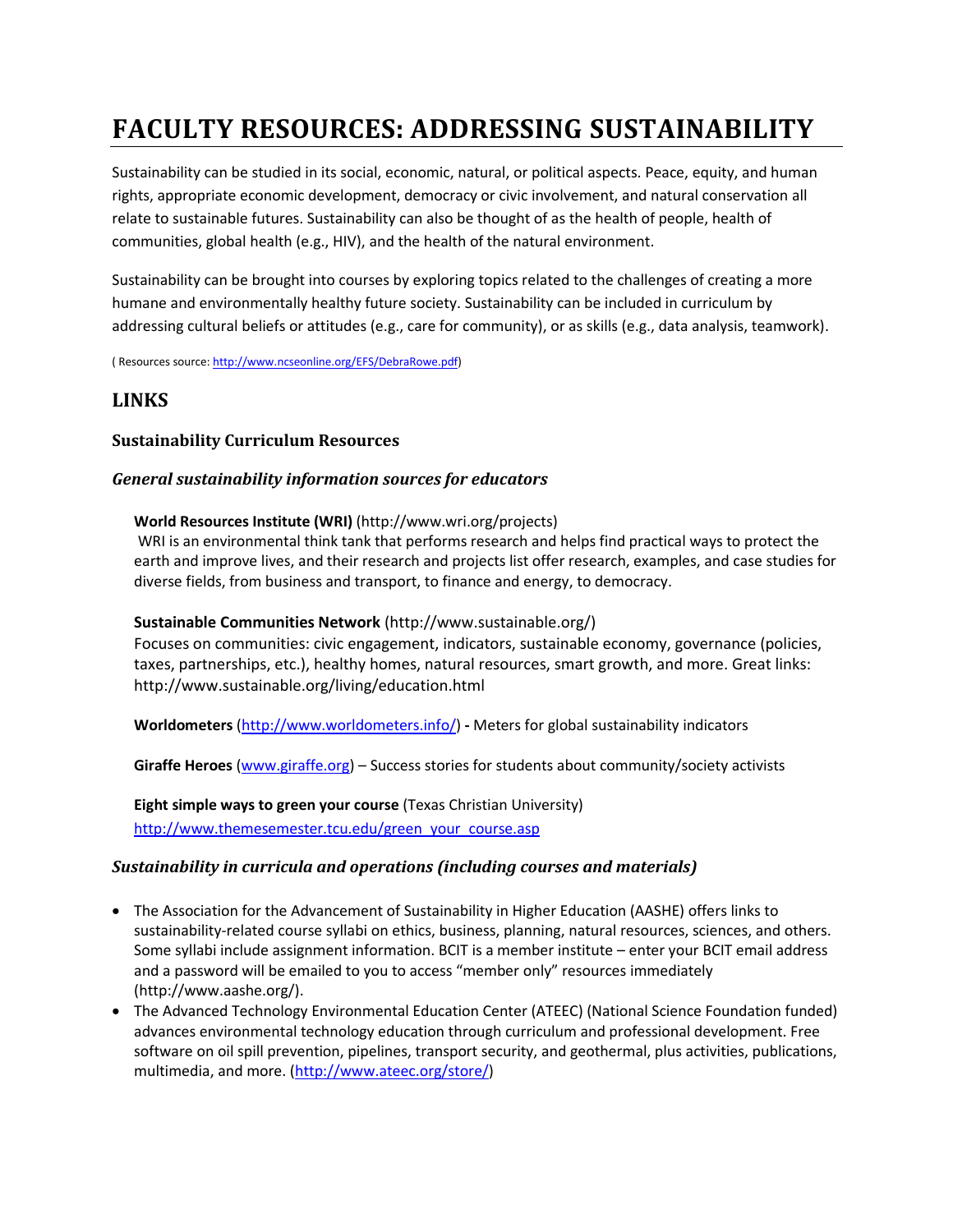# FACULTY RESOURCES: ADDRESSING SUSTAINABILITY

Sustainability can be studied in its social, economic, natural, or political aspects. Peace, equity, and human rights, appropriate economic development, democracy or civic involvement, and natural conservation all relate to sustainable futures. Sustainability can also be thought of as the health of people, health of communities, global health (e.g., HIV), and the health of the natural environment.

Sustainability can be brought into courses by exploring topics related to the challenges of creating a more humane and environmentally healthy future society. Sustainability can be included in curriculum by addressing cultural beliefs or attitudes (e.g., care for community), or as skills (e.g., data analysis, teamwork).

( Resources source: http://www.ncseonline.org/EFS/DebraRowe.pdf)

## LINKS

### Sustainability Curriculum Resources

#### *General sustainability information sources for educators*

**World Resources Institute (WRI)** (http://www.wri.org/projects)
WRI is an environmental think tank that performs research and helps find practical ways to protect the earth and improve lives, and their research and projects list offer research, examples, and case studies for diverse fields, from business and transport, to finance and energy, to democracy.

**Sustainable Communities Network** (http://www.sustainable.org/)
Focuses on communities: civic engagement, indicators, sustainable economy, governance (policies, taxes, partnerships, etc.), healthy homes, natural resources, smart growth, and more. Great links: http://www.sustainable.org/living/education.html

**Worldometers** (http://www.worldometers.info/) **-** Meters for global sustainability indicators

**Giraffe Heroes** (www.giraffe.org) – Success stories for students about community/society activists

**Eight simple ways to green your course** (Texas Christian University)
http://www.themesemester.tcu.edu/green_your_course.asp

#### *Sustainability in curricula and operations (including courses and materials)*

- The Association for the Advancement of Sustainability in Higher Education (AASHE) offers links to sustainability-related course syllabi on ethics, business, planning, natural resources, sciences, and others. Some syllabi include assignment information. BCIT is a member institute – enter your BCIT email address and a password will be emailed to you to access "member only" resources immediately (http://www.aashe.org/).
- The Advanced Technology Environmental Education Center (ATEEC) (National Science Foundation funded) advances environmental technology education through curriculum and professional development. Free software on oil spill prevention, pipelines, transport security, and geothermal, plus activities, publications, multimedia, and more. (http://www.ateec.org/store/)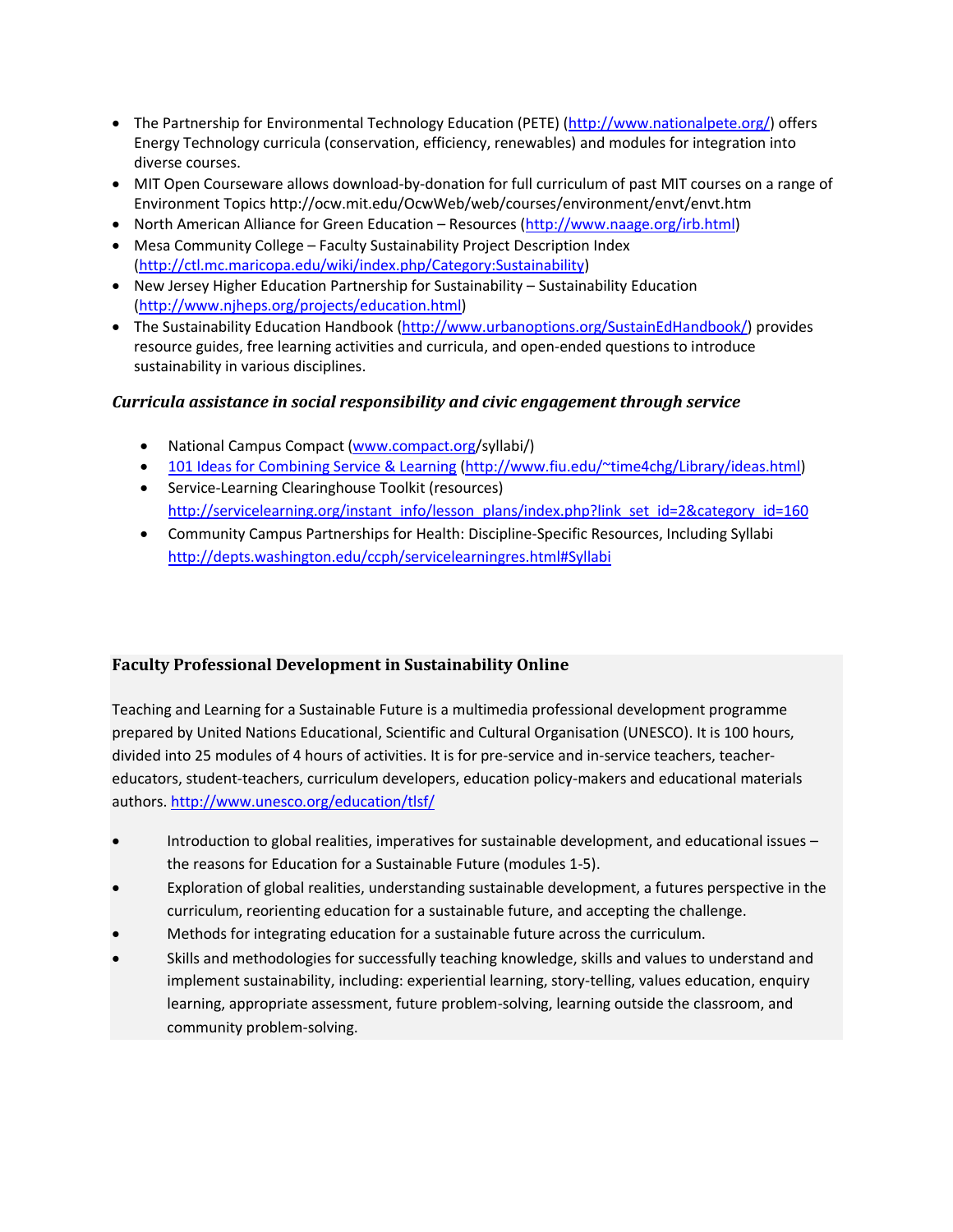- The Partnership for Environmental Technology Education (PETE) (http://www.nationalpete.org/) offers Energy Technology curricula (conservation, efficiency, renewables) and modules for integration into diverse courses.
- MIT Open Courseware allows download-by-donation for full curriculum of past MIT courses on a range of Environment Topics http://ocw.mit.edu/OcwWeb/web/courses/environment/envt/envt.htm
- North American Alliance for Green Education – Resources (http://www.naage.org/irb.html)
- Mesa Community College – Faculty Sustainability Project Description Index (http://ctl.mc.maricopa.edu/wiki/index.php/Category:Sustainability)
- New Jersey Higher Education Partnership for Sustainability – Sustainability Education (http://www.njheps.org/projects/education.html)
- The Sustainability Education Handbook (http://www.urbanoptions.org/SustainEdHandbook/) provides resource guides, free learning activities and curricula, and open-ended questions to introduce sustainability in various disciplines.

### *Curricula assistance in social responsibility and civic engagement through service*

- National Campus Compact (www.compact.org/syllabi/)
- 101 Ideas for Combining Service & Learning (http://www.fiu.edu/~time4chg/Library/ideas.html)
- Service-Learning Clearinghouse Toolkit (resources) http://servicelearning.org/instant_info/lesson_plans/index.php?link_set_id=2&category_id=160
- Community Campus Partnerships for Health: Discipline-Specific Resources, Including Syllabi http://depts.washington.edu/ccph/servicelearningres.html#Syllabi

### Faculty Professional Development in Sustainability Online

Teaching and Learning for a Sustainable Future is a multimedia professional development programme prepared by United Nations Educational, Scientific and Cultural Organisation (UNESCO). It is 100 hours, divided into 25 modules of 4 hours of activities. It is for pre-service and in-service teachers, teacher-educators, student-teachers, curriculum developers, education policy-makers and educational materials authors. http://www.unesco.org/education/tlsf/

- Introduction to global realities, imperatives for sustainable development, and educational issues – the reasons for Education for a Sustainable Future (modules 1-5).
- Exploration of global realities, understanding sustainable development, a futures perspective in the curriculum, reorienting education for a sustainable future, and accepting the challenge.
- Methods for integrating education for a sustainable future across the curriculum.
- Skills and methodologies for successfully teaching knowledge, skills and values to understand and implement sustainability, including: experiential learning, story-telling, values education, enquiry learning, appropriate assessment, future problem-solving, learning outside the classroom, and community problem-solving.